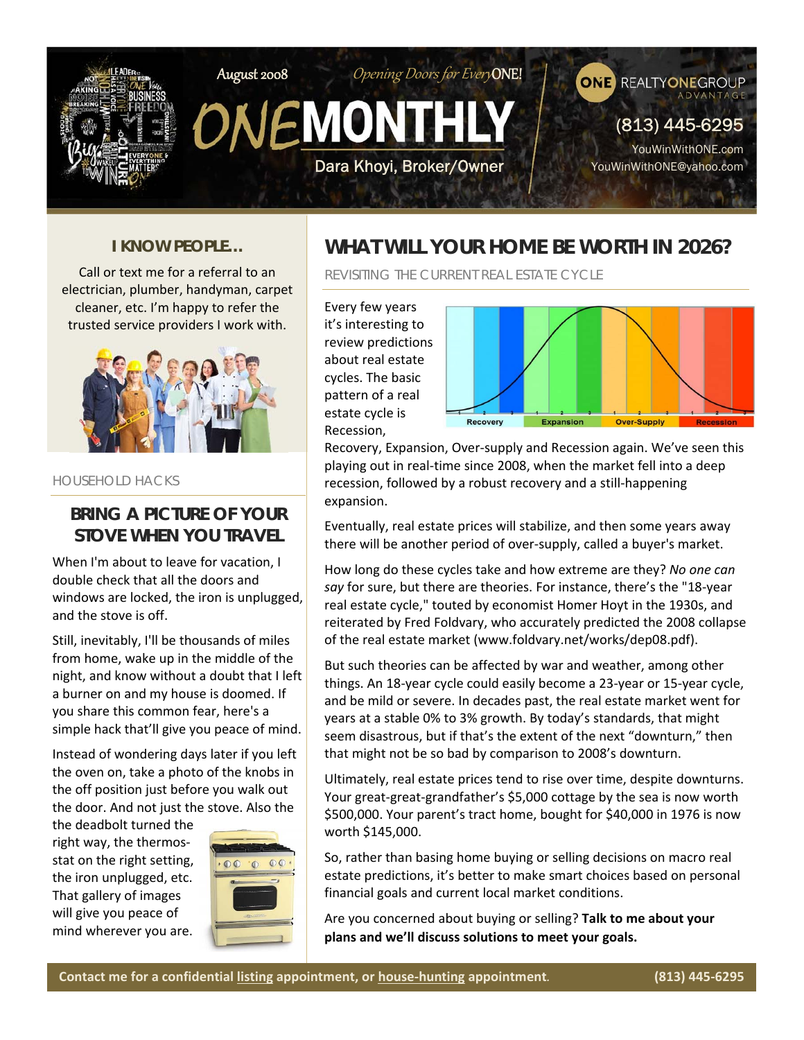August 2008

*Opening Doors for EveryONE!*

# ONE MONTHLY

Dara Khoyi, Broker/Owner

REALTYONEGROUP ADVANTAGE

(813) 445-6295

YouWinWithONE.com

YouWinWithONE@yahoo.com

## I KNOW PEOPLE...

Call or text me for a referral to an electrician, plumber, handyman, carpet cleaner, etc. I'm happy to refer the trusted service providers I work with.

HOUSEHOLD HACKS

## BRING A PICTURE OF YOUR STOVE WHEN YOU TRAVEL

When I'm about to leave for vacation, I double check that all the doors and windows are locked, the iron is unplugged, and the stove is off.

Still, inevitably, I'll be thousands of miles from home, wake up in the middle of the night, and know without a doubt that I left a burner on and my house is doomed. If you share this common fear, here's a simple hack that'll give you peace of mind.

Instead of wondering days later if you left the oven on, take a photo of the knobs in the off position just before you walk out the door. And not just the stove. Also the the deadbolt turned the right way, the thermostat on the right setting, the iron unplugged, etc. That gallery of images will give you peace of mind wherever you are.

## WHAT WILL YOUR HOME BE WORTH IN 2026?

REVISITING THE CURRENT REAL ESTATE CYCLE

Every few years it's interesting to review predictions about real estate cycles. The basic pattern of a real estate cycle is Recession, Recovery, Expansion, Over-supply and Recession again. We've seen this playing out in real-time since 2008, when the market fell into a deep recession, followed by a robust recovery and a still-happening expansion.

Recovery | Expansion | Over-Supply | Recession

Eventually, real estate prices will stabilize, and then some years away there will be another period of over-supply, called a buyer's market.

How long do these cycles take and how extreme are they? *No one can say* for sure, but there are theories. For instance, there's the "18-year real estate cycle," touted by economist Homer Hoyt in the 1930s, and reiterated by Fred Foldvary, who accurately predicted the 2008 collapse of the real estate market (www.foldvary.net/works/dep08.pdf).

But such theories can be affected by war and weather, among other things. An 18-year cycle could easily become a 23-year or 15-year cycle, and be mild or severe. In decades past, the real estate market went for years at a stable 0% to 3% growth. By today's standards, that might seem disastrous, but if that's the extent of the next "downturn," then that might not be so bad by comparison to 2008's downturn.

Ultimately, real estate prices tend to rise over time, despite downturns. Your great-great-grandfather's $5,000 cottage by the sea is now worth $500,000. Your parent's tract home, bought for $40,000 in 1976 is now worth $145,000.

So, rather than basing home buying or selling decisions on macro real estate predictions, it's better to make smart choices based on personal financial goals and current local market conditions.

Are you concerned about buying or selling? **Talk to me about your plans and we'll discuss solutions to meet your goals.**

**Contact me for a confidential listing appointment, or house-hunting appointment. (813) 445-6295**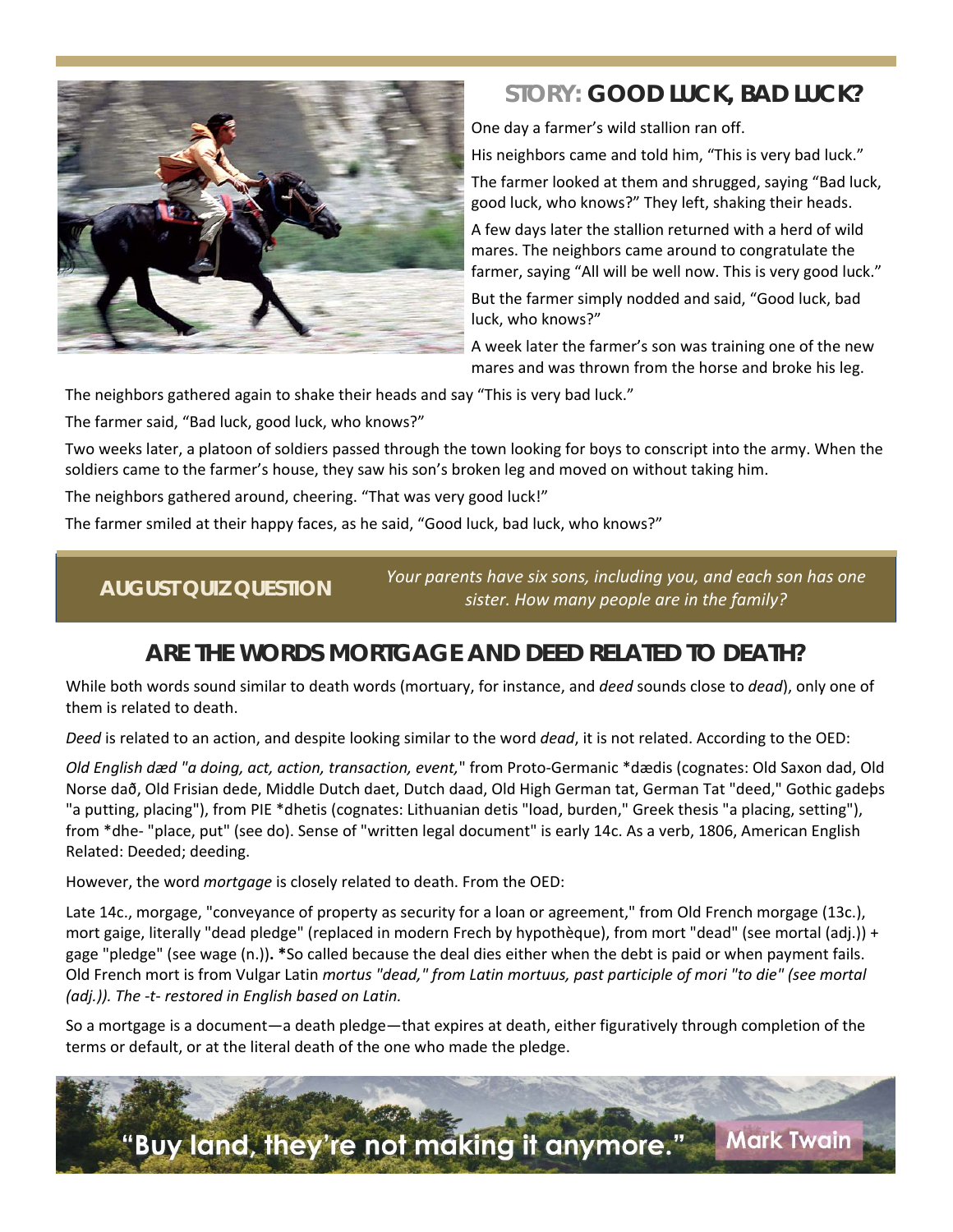## STORY: GOOD LUCK, BAD LUCK?

One day a farmer's wild stallion ran off.

His neighbors came and told him, "This is very bad luck."

The farmer looked at them and shrugged, saying "Bad luck, good luck, who knows?" They left, shaking their heads.

A few days later the stallion returned with a herd of wild mares. The neighbors came around to congratulate the farmer, saying "All will be well now. This is very good luck."

But the farmer simply nodded and said, "Good luck, bad luck, who knows?"

A week later the farmer's son was training one of the new mares and was thrown from the horse and broke his leg.

The neighbors gathered again to shake their heads and say "This is very bad luck."

The farmer said, "Bad luck, good luck, who knows?"

Two weeks later, a platoon of soldiers passed through the town looking for boys to conscript into the army. When the soldiers came to the farmer's house, they saw his son's broken leg and moved on without taking him.

The neighbors gathered around, cheering. "That was very good luck!"

The farmer smiled at their happy faces, as he said, "Good luck, bad luck, who knows?"

**AUGUST QUIZ QUESTION**

*Your parents have six sons, including you, and each son has one sister. How many people are in the family?*

## ARE THE WORDS MORTGAGE AND DEED RELATED TO DEATH?

While both words sound similar to death words (mortuary, for instance, and *deed* sounds close to *dead*), only one of them is related to death.

*Deed* is related to an action, and despite looking similar to the word *dead*, it is not related. According to the OED:

*Old English dæd "a doing, act, action, transaction, event,"* from Proto-Germanic *dædis (cognates: Old Saxon dad, Old Norse dað, Old Frisian dede, Middle Dutch daet, Dutch daad, Old High German tat, German Tat "deed," Gothic gadeþs "a putting, placing"), from PIE *dhetis (cognates: Lithuanian detis "load, burden," Greek thesis "a placing, setting"), from *dhe- "place, put" (see do). Sense of "written legal document" is early 14c. As a verb, 1806, American English Related: Deeded; deeding.

However, the word *mortgage* is closely related to death. From the OED:

Late 14c., morgage, "conveyance of property as security for a loan or agreement," from Old French morgage (13c.), mort gaige, literally "dead pledge" (replaced in modern Frech by hypothèque), from mort "dead" (see mortal (adj.)) + gage "pledge" (see wage (n.)). ***So called because the deal dies either when the debt is paid or when payment fails. Old French mort is from Vulgar Latin *mortus "dead," from Latin mortuus, past participle of mori "to die" (see mortal (adj.)). The -t- restored in English based on Latin.*

So a mortgage is a document—a death pledge—that expires at death, either figuratively through completion of the terms or default, or at the literal death of the one who made the pledge.

"Buy land, they're not making it anymore." Mark Twain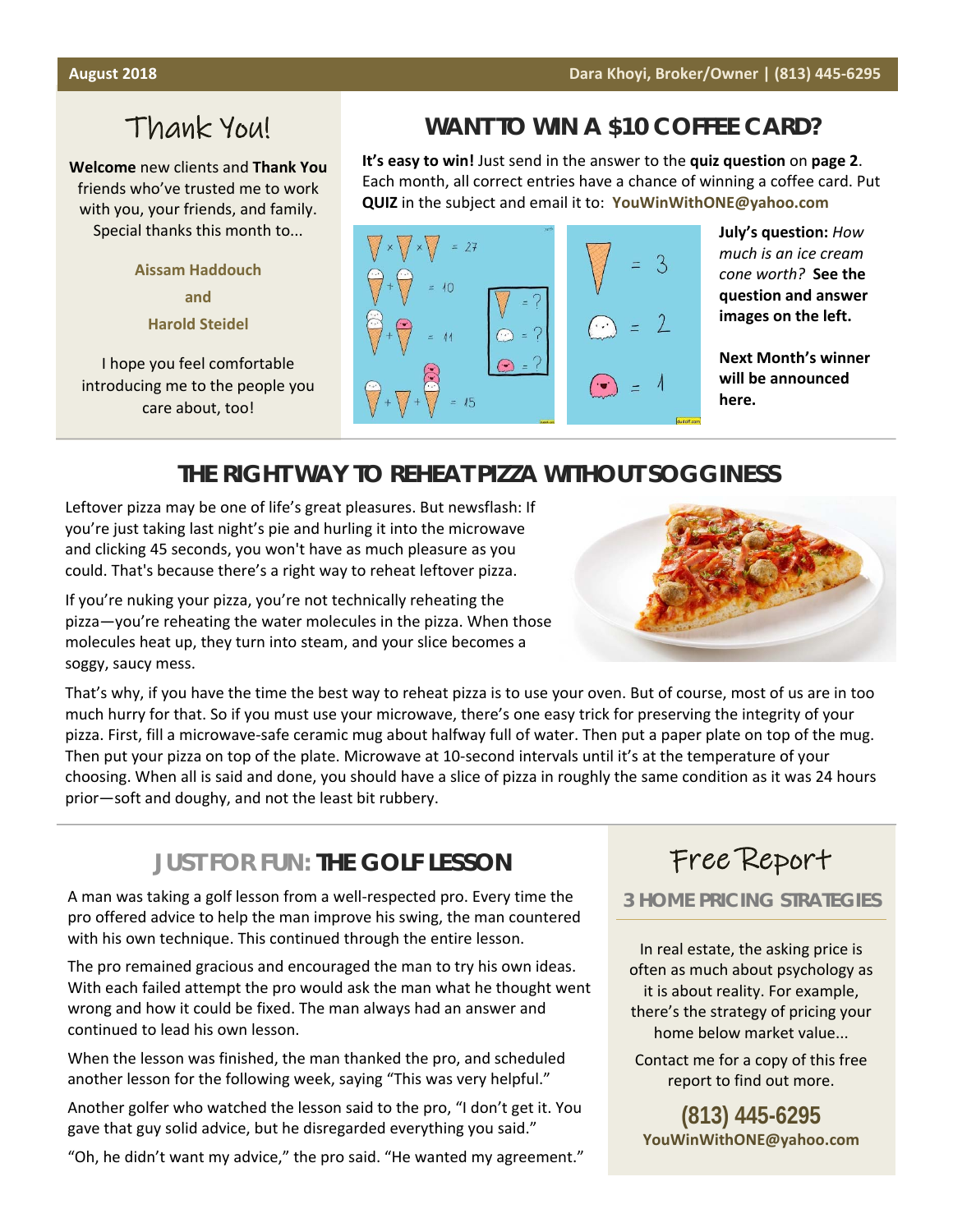## Thank You!

**Welcome** new clients and **Thank You** friends who've trusted me to work with you, your friends, and family. Special thanks this month to...

**Aissam Haddouch**

**and**

**Harold Steidel**

I hope you feel comfortable introducing me to the people you care about, too!

## WANT TO WIN A $10 COFFEE CARD?

**It's easy to win!** Just send in the answer to the **quiz question** on **page 2**. Each month, all correct entries have a chance of winning a coffee card. Put **QUIZ** in the subject and email it to: **YouWinWithONE@yahoo.com**

**July's question:** *How much is an ice cream cone worth?* **See the question and answer images on the left.**

**Next Month's winner will be announced here.**

## THE RIGHT WAY TO REHEAT PIZZA WITHOUT SOGGINESS

Leftover pizza may be one of life's great pleasures. But newsflash: If you're just taking last night's pie and hurling it into the microwave and clicking 45 seconds, you won't have as much pleasure as you could. That's because there's a right way to reheat leftover pizza.

If you're nuking your pizza, you're not technically reheating the pizza—you're reheating the water molecules in the pizza. When those molecules heat up, they turn into steam, and your slice becomes a soggy, saucy mess.

That's why, if you have the time the best way to reheat pizza is to use your oven. But of course, most of us are in too much hurry for that. So if you must use your microwave, there's one easy trick for preserving the integrity of your pizza. First, fill a microwave-safe ceramic mug about halfway full of water. Then put a paper plate on top of the mug. Then put your pizza on top of the plate. Microwave at 10-second intervals until it's at the temperature of your choosing. When all is said and done, you should have a slice of pizza in roughly the same condition as it was 24 hours prior—soft and doughy, and not the least bit rubbery.

## JUST FOR FUN: THE GOLF LESSON

A man was taking a golf lesson from a well-respected pro. Every time the pro offered advice to help the man improve his swing, the man countered with his own technique. This continued through the entire lesson.

The pro remained gracious and encouraged the man to try his own ideas. With each failed attempt the pro would ask the man what he thought went wrong and how it could be fixed. The man always had an answer and continued to lead his own lesson.

When the lesson was finished, the man thanked the pro, and scheduled another lesson for the following week, saying "This was very helpful."

Another golfer who watched the lesson said to the pro, "I don't get it. You gave that guy solid advice, but he disregarded everything you said."

"Oh, he didn't want my advice," the pro said. "He wanted my agreement."

## Free Report

### 3 HOME PRICING STRATEGIES

In real estate, the asking price is often as much about psychology as it is about reality. For example, there's the strategy of pricing your home below market value...

Contact me for a copy of this free report to find out more.

**(813) 445-6295**
**YouWinWithONE@yahoo.com**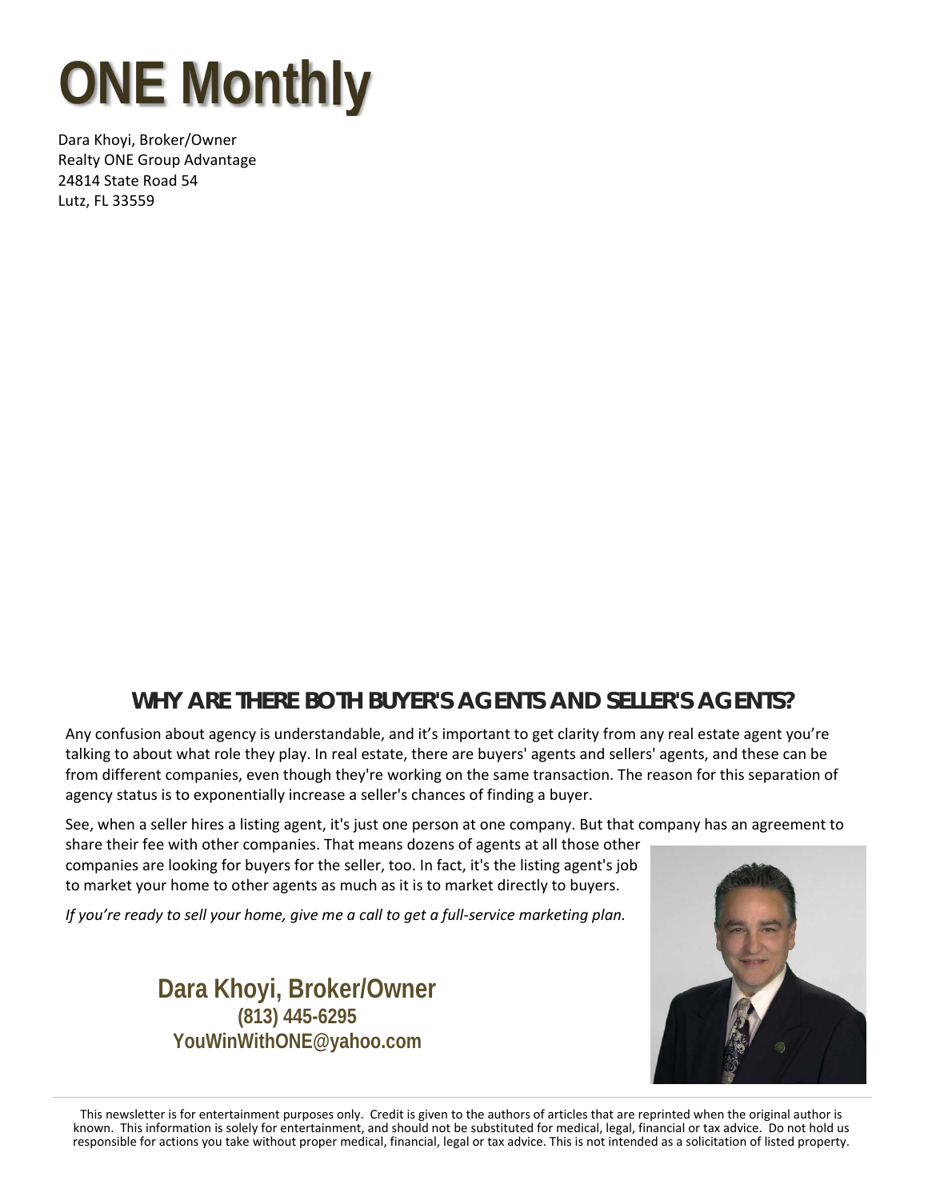# ONE Monthly

Dara Khoyi, Broker/Owner
Realty ONE Group Advantage
24814 State Road 54
Lutz, FL 33559

## WHY ARE THERE BOTH BUYER'S AGENTS AND SELLER'S AGENTS?

Any confusion about agency is understandable, and it's important to get clarity from any real estate agent you're talking to about what role they play. In real estate, there are buyers' agents and sellers' agents, and these can be from different companies, even though they're working on the same transaction. The reason for this separation of agency status is to exponentially increase a seller's chances of finding a buyer.

See, when a seller hires a listing agent, it's just one person at one company. But that company has an agreement to share their fee with other companies. That means dozens of agents at all those other companies are looking for buyers for the seller, too. In fact, it's the listing agent's job to market your home to other agents as much as it is to market directly to buyers.

*If you're ready to sell your home, give me a call to get a full-service marketing plan.*

**Dara Khoyi, Broker/Owner**
**(813) 445-6295**
**YouWinWithONE@yahoo.com**

This newsletter is for entertainment purposes only. Credit is given to the authors of articles that are reprinted when the original author is known. This information is solely for entertainment, and should not be substituted for medical, legal, financial or tax advice. Do not hold us responsible for actions you take without proper medical, financial, legal or tax advice. This is not intended as a solicitation of listed property.